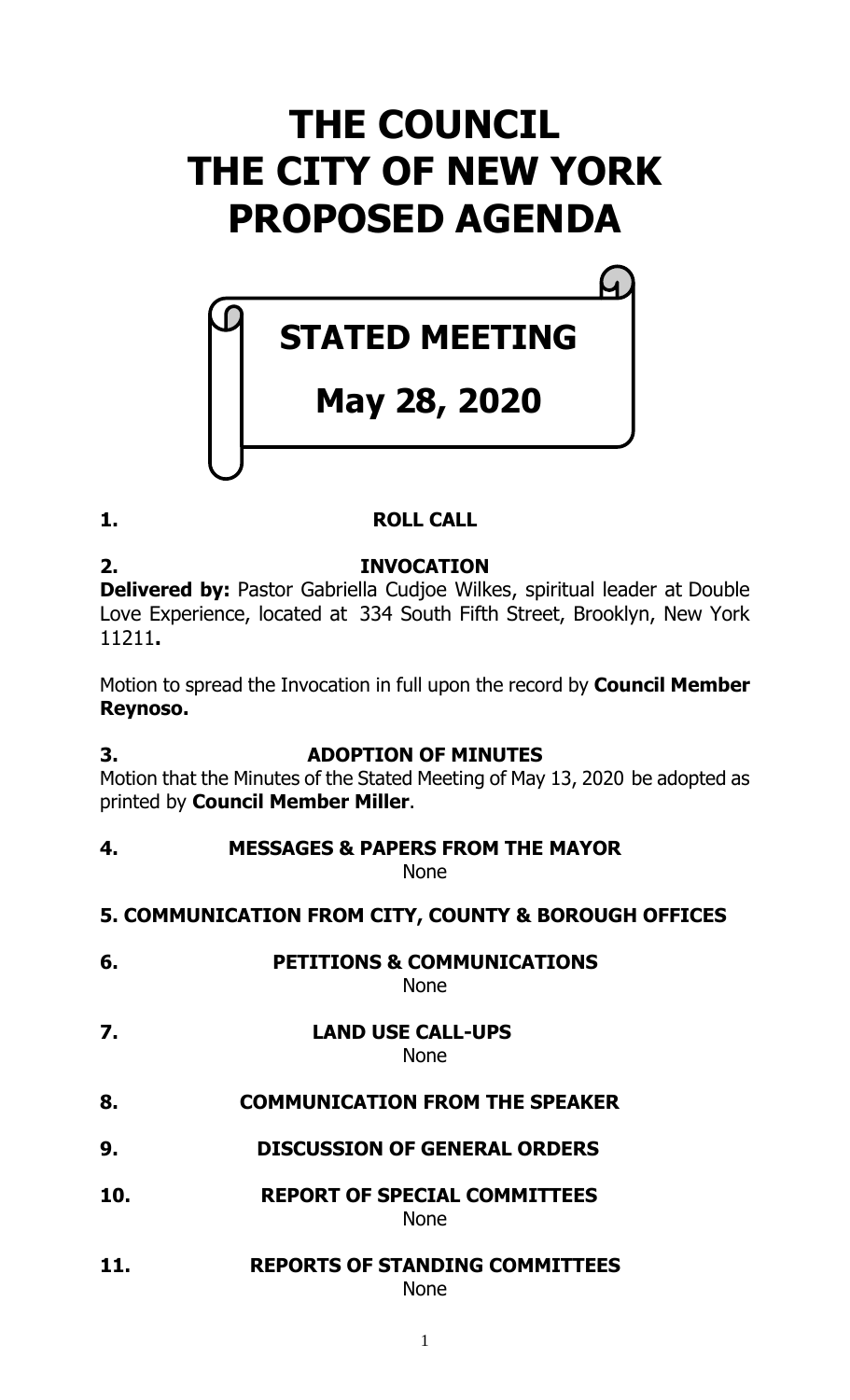# THE COUNCIL
# THE CITY OF NEW YORK
# PROPOSED AGENDA

## STATED MEETING

## May 28, 2020

**1. ROLL CALL**

**2. INVOCATION**

**Delivered by:** Pastor Gabriella Cudjoe Wilkes, spiritual leader at Double Love Experience, located at 334 South Fifth Street, Brooklyn, New York 11211**.**

Motion to spread the Invocation in full upon the record by **Council Member Reynoso.**

**3. ADOPTION OF MINUTES**

Motion that the Minutes of the Stated Meeting of May 13, 2020 be adopted as printed by **Council Member Miller**.

**4. MESSAGES & PAPERS FROM THE MAYOR**

None

**5. COMMUNICATION FROM CITY, COUNTY & BOROUGH OFFICES**

**6. PETITIONS & COMMUNICATIONS**

None

**7. LAND USE CALL-UPS**

None

**8. COMMUNICATION FROM THE SPEAKER**

**9. DISCUSSION OF GENERAL ORDERS**

**10. REPORT OF SPECIAL COMMITTEES**

None

**11. REPORTS OF STANDING COMMITTEES**

None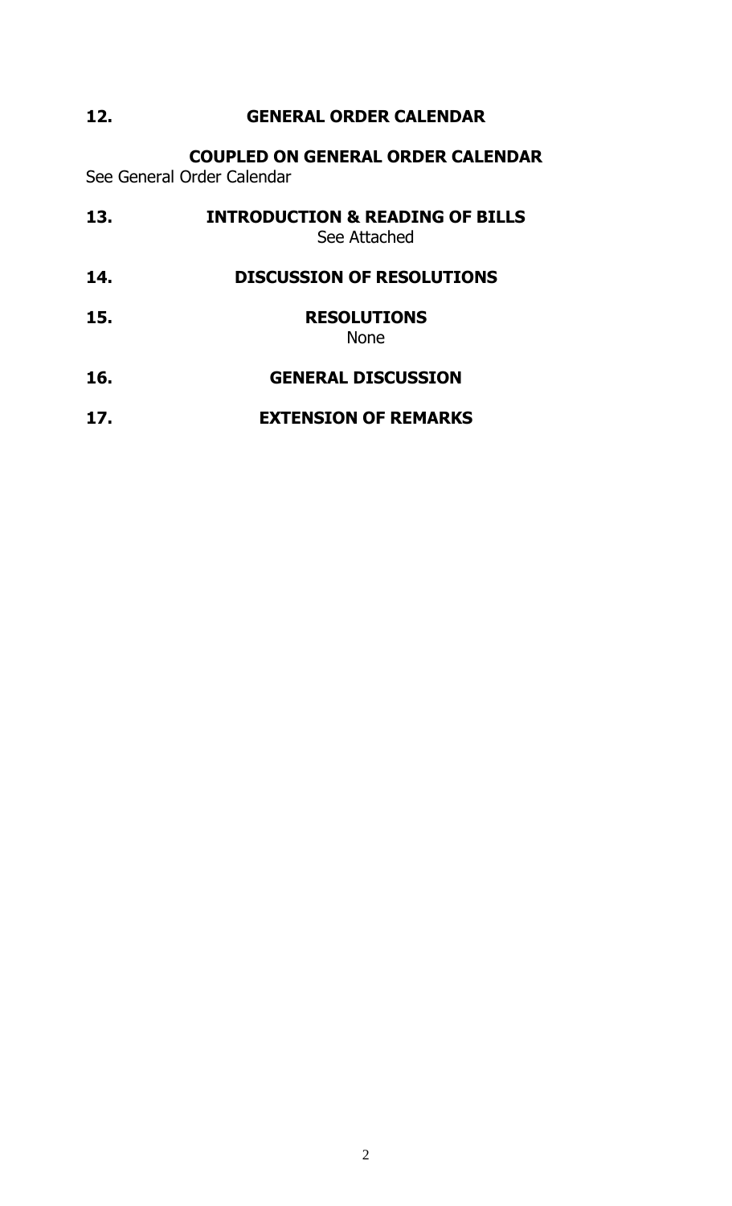## 12. GENERAL ORDER CALENDAR

### COUPLED ON GENERAL ORDER CALENDAR

See General Order Calendar

## 13. INTRODUCTION & READING OF BILLS

See Attached

## 14. DISCUSSION OF RESOLUTIONS

## 15. RESOLUTIONS

None

## 16. GENERAL DISCUSSION

## 17. EXTENSION OF REMARKS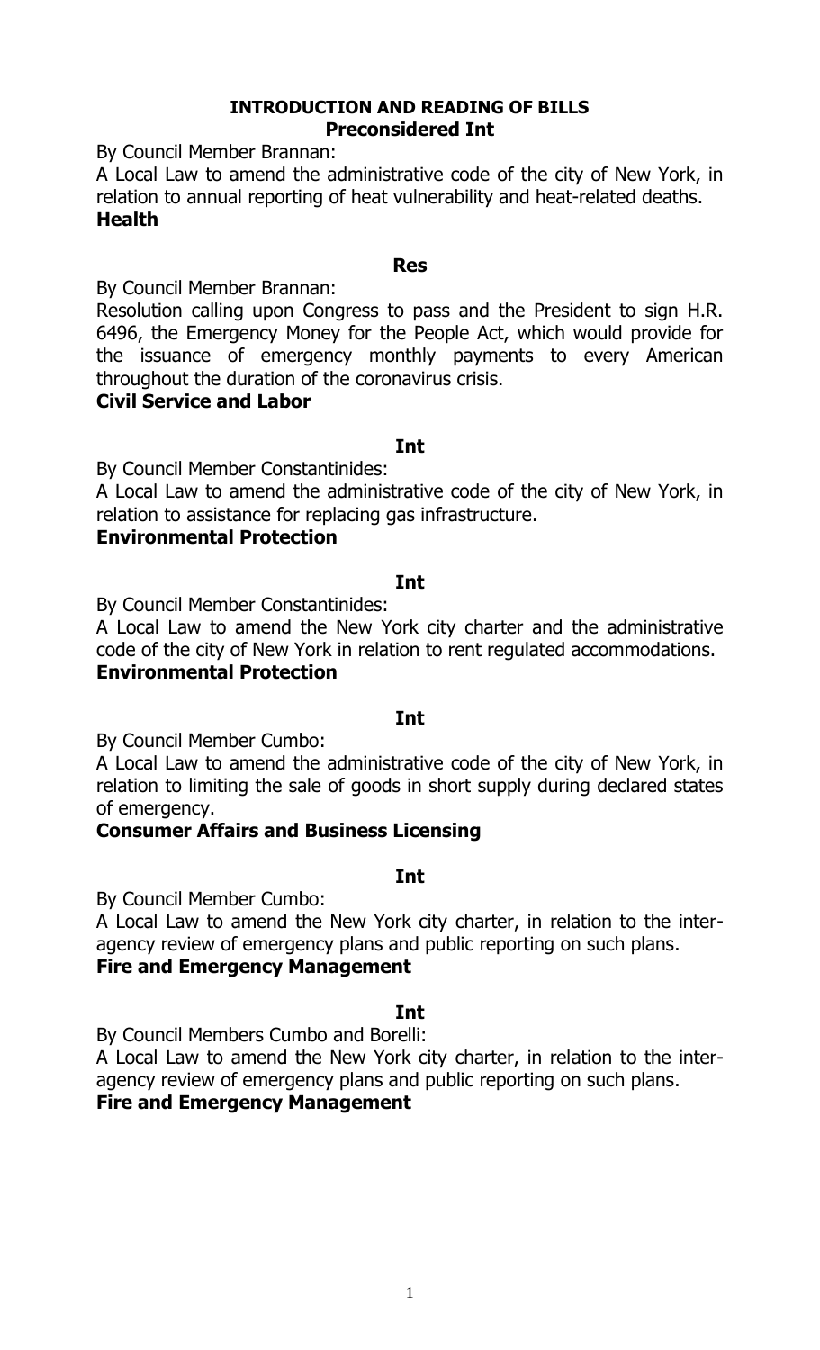## INTRODUCTION AND READING OF BILLS

### Preconsidered Int

By Council Member Brannan:

A Local Law to amend the administrative code of the city of New York, in relation to annual reporting of heat vulnerability and heat-related deaths.

**Health**

### Res

By Council Member Brannan:

Resolution calling upon Congress to pass and the President to sign H.R. 6496, the Emergency Money for the People Act, which would provide for the issuance of emergency monthly payments to every American throughout the duration of the coronavirus crisis.

**Civil Service and Labor**

### Int

By Council Member Constantinides:

A Local Law to amend the administrative code of the city of New York, in relation to assistance for replacing gas infrastructure.

**Environmental Protection**

### Int

By Council Member Constantinides:

A Local Law to amend the New York city charter and the administrative code of the city of New York in relation to rent regulated accommodations.

**Environmental Protection**

### Int

By Council Member Cumbo:

A Local Law to amend the administrative code of the city of New York, in relation to limiting the sale of goods in short supply during declared states of emergency.

**Consumer Affairs and Business Licensing**

### Int

By Council Member Cumbo:

A Local Law to amend the New York city charter, in relation to the inter-agency review of emergency plans and public reporting on such plans.

**Fire and Emergency Management**

### Int

By Council Members Cumbo and Borelli:

A Local Law to amend the New York city charter, in relation to the inter-agency review of emergency plans and public reporting on such plans.

**Fire and Emergency Management**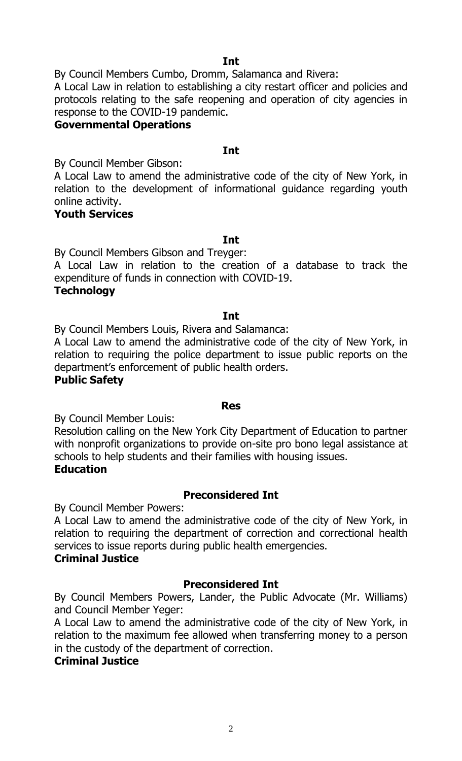**Int**

By Council Members Cumbo, Dromm, Salamanca and Rivera:

A Local Law in relation to establishing a city restart officer and policies and protocols relating to the safe reopening and operation of city agencies in response to the COVID-19 pandemic.

**Governmental Operations**

**Int**

By Council Member Gibson:

A Local Law to amend the administrative code of the city of New York, in relation to the development of informational guidance regarding youth online activity.

**Youth Services**

**Int**

By Council Members Gibson and Treyger:

A Local Law in relation to the creation of a database to track the expenditure of funds in connection with COVID-19.

**Technology**

**Int**

By Council Members Louis, Rivera and Salamanca:

A Local Law to amend the administrative code of the city of New York, in relation to requiring the police department to issue public reports on the department's enforcement of public health orders.

**Public Safety**

**Res**

By Council Member Louis:

Resolution calling on the New York City Department of Education to partner with nonprofit organizations to provide on-site pro bono legal assistance at schools to help students and their families with housing issues.

**Education**

**Preconsidered Int**

By Council Member Powers:

A Local Law to amend the administrative code of the city of New York, in relation to requiring the department of correction and correctional health services to issue reports during public health emergencies.

**Criminal Justice**

**Preconsidered Int**

By Council Members Powers, Lander, the Public Advocate (Mr. Williams) and Council Member Yeger:

A Local Law to amend the administrative code of the city of New York, in relation to the maximum fee allowed when transferring money to a person in the custody of the department of correction.

**Criminal Justice**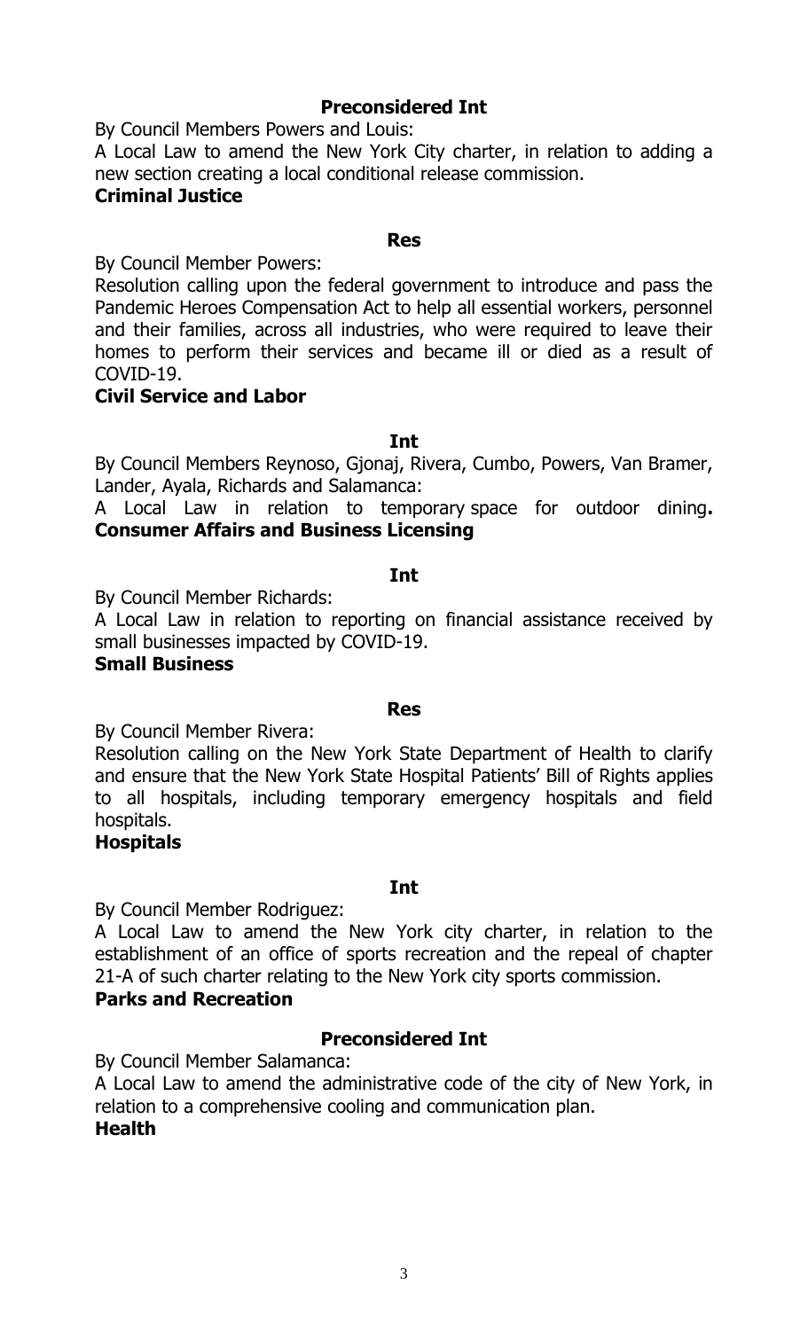**Preconsidered Int**

By Council Members Powers and Louis:

A Local Law to amend the New York City charter, in relation to adding a new section creating a local conditional release commission.

**Criminal Justice**

**Res**

By Council Member Powers:

Resolution calling upon the federal government to introduce and pass the Pandemic Heroes Compensation Act to help all essential workers, personnel and their families, across all industries, who were required to leave their homes to perform their services and became ill or died as a result of COVID-19.

**Civil Service and Labor**

**Int**

By Council Members Reynoso, Gjonaj, Rivera, Cumbo, Powers, Van Bramer, Lander, Ayala, Richards and Salamanca:

A Local Law in relation to temporary space for outdoor dining**.**

**Consumer Affairs and Business Licensing**

**Int**

By Council Member Richards:

A Local Law in relation to reporting on financial assistance received by small businesses impacted by COVID-19.

**Small Business**

**Res**

By Council Member Rivera:

Resolution calling on the New York State Department of Health to clarify and ensure that the New York State Hospital Patients' Bill of Rights applies to all hospitals, including temporary emergency hospitals and field hospitals.

**Hospitals**

**Int**

By Council Member Rodriguez:

A Local Law to amend the New York city charter, in relation to the establishment of an office of sports recreation and the repeal of chapter 21-A of such charter relating to the New York city sports commission.

**Parks and Recreation**

**Preconsidered Int**

By Council Member Salamanca:

A Local Law to amend the administrative code of the city of New York, in relation to a comprehensive cooling and communication plan.

**Health**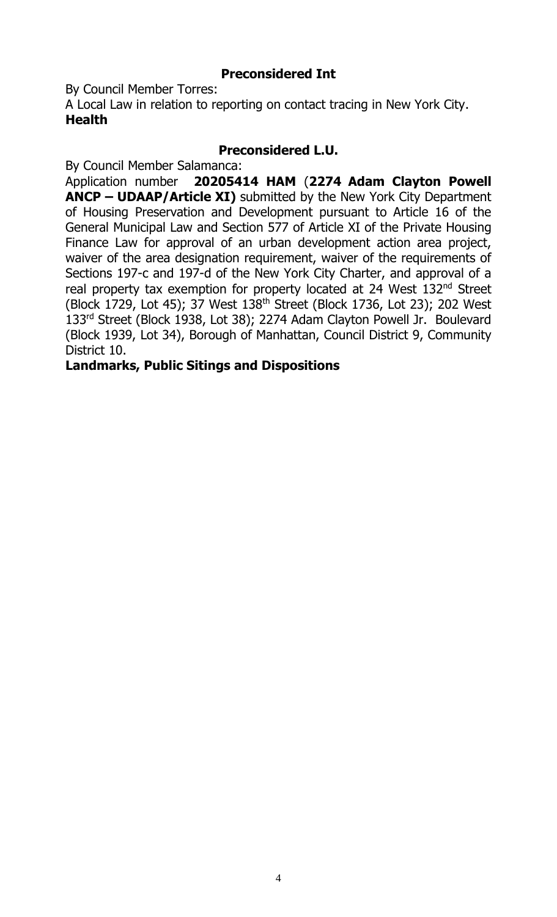**Preconsidered Int**

By Council Member Torres:

A Local Law in relation to reporting on contact tracing in New York City.

**Health**

**Preconsidered L.U.**

By Council Member Salamanca:

Application number **20205414 HAM** (**2274 Adam Clayton Powell ANCP – UDAAP/Article XI)** submitted by the New York City Department of Housing Preservation and Development pursuant to Article 16 of the General Municipal Law and Section 577 of Article XI of the Private Housing Finance Law for approval of an urban development action area project, waiver of the area designation requirement, waiver of the requirements of Sections 197-c and 197-d of the New York City Charter, and approval of a real property tax exemption for property located at 24 West 132nd Street (Block 1729, Lot 45); 37 West 138th Street (Block 1736, Lot 23); 202 West 133rd Street (Block 1938, Lot 38); 2274 Adam Clayton Powell Jr. Boulevard (Block 1939, Lot 34), Borough of Manhattan, Council District 9, Community District 10.

**Landmarks, Public Sitings and Dispositions**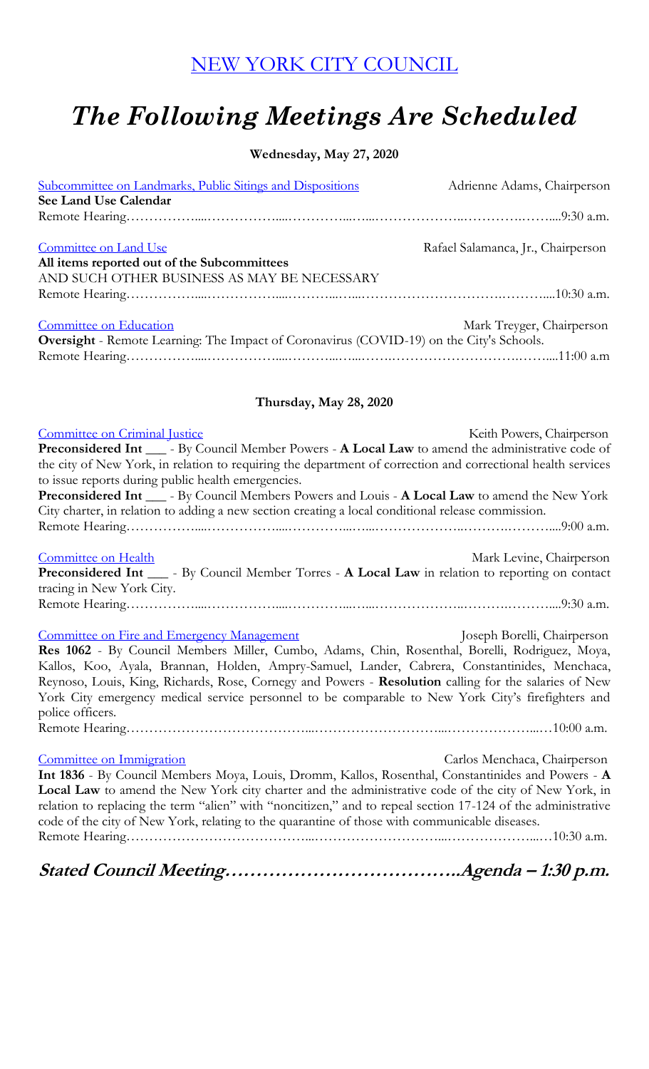## NEW YORK CITY COUNCIL

# *The Following Meetings Are Scheduled*

**Wednesday, May 27, 2020**

Subcommittee on Landmarks, Public Sitings and Dispositions — Adrienne Adams, Chairperson
**See Land Use Calendar**
Remote Hearing……………....……………....…………...…....………………..……….……....9:30 a.m.

Committee on Land Use — Rafael Salamanca, Jr., Chairperson
**All items reported out of the Subcommittees**
AND SUCH OTHER BUSINESS AS MAY BE NECESSARY
Remote Hearing……………....……………....………...…....………………………….………....10:30 a.m.

Committee on Education — Mark Treyger, Chairperson
**Oversight** - Remote Learning: The Impact of Coronavirus (COVID-19) on the City's Schools.
Remote Hearing……………....……………....………...…....…….……………………….…….....11:00 a.m

**Thursday, May 28, 2020**

Committee on Criminal Justice — Keith Powers, Chairperson
**Preconsidered Int ___** - By Council Member Powers - **A Local Law** to amend the administrative code of the city of New York, in relation to requiring the department of correction and correctional health services to issue reports during public health emergencies.
**Preconsidered Int ___** - By Council Members Powers and Louis - **A Local Law** to amend the New York City charter, in relation to adding a new section creating a local conditional release commission.
Remote Hearing……………....……………....…………...…....………………..……….……….....9:00 a.m.

Committee on Health — Mark Levine, Chairperson
**Preconsidered Int ___** - By Council Member Torres - **A Local Law** in relation to reporting on contact tracing in New York City.
Remote Hearing……………....……………....…………...…....………………..……….……….....9:30 a.m.

Committee on Fire and Emergency Management — Joseph Borelli, Chairperson
**Res 1062** - By Council Members Miller, Cumbo, Adams, Chin, Rosenthal, Borelli, Rodriguez, Moya, Kallos, Koo, Ayala, Brannan, Holden, Ampry-Samuel, Lander, Cabrera, Constantinides, Menchaca, Reynoso, Louis, King, Richards, Rose, Cornegy and Powers - **Resolution** calling for the salaries of New York City emergency medical service personnel to be comparable to New York City's firefighters and police officers.
Remote Hearing………………………………...………………………....………………....…10:00 a.m.

Committee on Immigration — Carlos Menchaca, Chairperson
**Int 1836** - By Council Members Moya, Louis, Dromm, Kallos, Rosenthal, Constantinides and Powers - **A Local Law** to amend the New York city charter and the administrative code of the city of New York, in relation to replacing the term "alien" with "noncitizen," and to repeal section 17-124 of the administrative code of the city of New York, relating to the quarantine of those with communicable diseases.
Remote Hearing………………………………...………………………....………………....…10:30 a.m.

***Stated Council Meeting………………………………..Agenda – 1:30 p.m.***